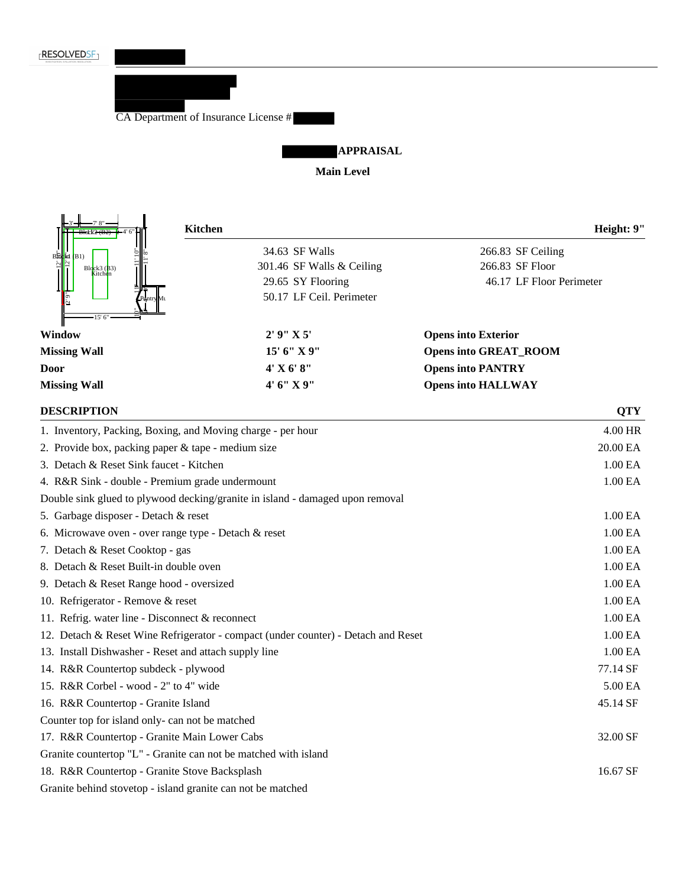RESOLVEDSF

CA Department of Insurance License #

## APPRAISAL

### Main Level

**Kitchen** | **Height: 9"**

| | |
|---|---|
| 34.63 SF Walls | 266.83 SF Ceiling |
| 301.46 SF Walls & Ceiling | 266.83 SF Floor |
| 29.65 SY Flooring | 46.17 LF Floor Perimeter |
| 50.17 LF Ceil. Perimeter | |

| | | |
|---|---|---|
| **Window** | **2' 9" X 5'** | **Opens into Exterior** |
| **Missing Wall** | **15' 6" X 9"** | **Opens into GREAT_ROOM** |
| **Door** | **4' X 6' 8"** | **Opens into PANTRY** |
| **Missing Wall** | **4' 6" X 9"** | **Opens into HALLWAY** |

| DESCRIPTION | QTY |
|---|---|
| 1. Inventory, Packing, Boxing, and Moving charge - per hour | 4.00 HR |
| 2. Provide box, packing paper & tape - medium size | 20.00 EA |
| 3. Detach & Reset Sink faucet - Kitchen | 1.00 EA |
| 4. R&R Sink - double - Premium grade undermount | 1.00 EA |
| Double sink glued to plywood decking/granite in island - damaged upon removal | |
| 5. Garbage disposer - Detach & reset | 1.00 EA |
| 6. Microwave oven - over range type - Detach & reset | 1.00 EA |
| 7. Detach & Reset Cooktop - gas | 1.00 EA |
| 8. Detach & Reset Built-in double oven | 1.00 EA |
| 9. Detach & Reset Range hood - oversized | 1.00 EA |
| 10. Refrigerator - Remove & reset | 1.00 EA |
| 11. Refrig. water line - Disconnect & reconnect | 1.00 EA |
| 12. Detach & Reset Wine Refrigerator - compact (under counter) - Detach and Reset | 1.00 EA |
| 13. Install Dishwasher - Reset and attach supply line | 1.00 EA |
| 14. R&R Countertop subdeck - plywood | 77.14 SF |
| 15. R&R Corbel - wood - 2" to 4" wide | 5.00 EA |
| 16. R&R Countertop - Granite Island | 45.14 SF |
| Counter top for island only- can not be matched | |
| 17. R&R Countertop - Granite Main Lower Cabs | 32.00 SF |
| Granite countertop "L" - Granite can not be matched with island | |
| 18. R&R Countertop - Granite Stove Backsplash | 16.67 SF |
| Granite behind stovetop - island granite can not be matched | |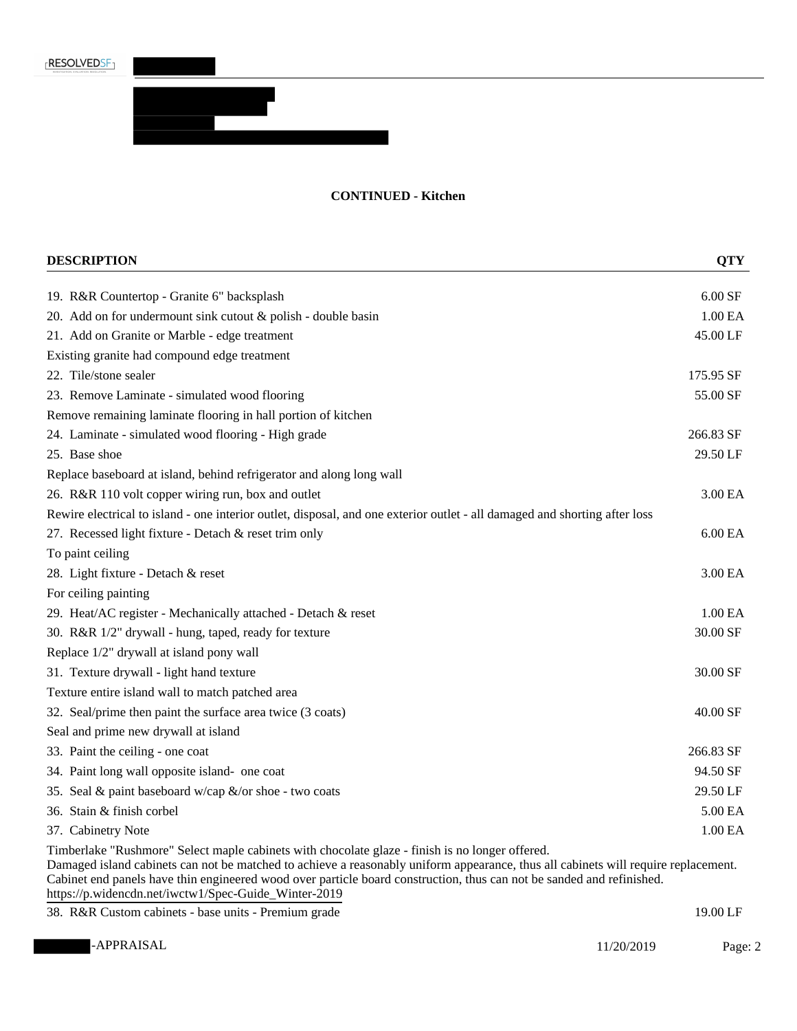**CONTINUED - Kitchen**

| DESCRIPTION | QTY |
|---|---|
| 19. R&R Countertop - Granite 6" backsplash | 6.00 SF |
| 20. Add on for undermount sink cutout & polish - double basin | 1.00 EA |
| 21. Add on Granite or Marble - edge treatment | 45.00 LF |
| Existing granite had compound edge treatment | |
| 22. Tile/stone sealer | 175.95 SF |
| 23. Remove Laminate - simulated wood flooring | 55.00 SF |
| Remove remaining laminate flooring in hall portion of kitchen | |
| 24. Laminate - simulated wood flooring - High grade | 266.83 SF |
| 25. Base shoe | 29.50 LF |
| Replace baseboard at island, behind refrigerator and along long wall | |
| 26. R&R 110 volt copper wiring run, box and outlet | 3.00 EA |
| Rewire electrical to island - one interior outlet, disposal, and one exterior outlet - all damaged and shorting after loss | |
| 27. Recessed light fixture - Detach & reset trim only | 6.00 EA |
| To paint ceiling | |
| 28. Light fixture - Detach & reset | 3.00 EA |
| For ceiling painting | |
| 29. Heat/AC register - Mechanically attached - Detach & reset | 1.00 EA |
| 30. R&R 1/2" drywall - hung, taped, ready for texture | 30.00 SF |
| Replace 1/2" drywall at island pony wall | |
| 31. Texture drywall - light hand texture | 30.00 SF |
| Texture entire island wall to match patched area | |
| 32. Seal/prime then paint the surface area twice (3 coats) | 40.00 SF |
| Seal and prime new drywall at island | |
| 33. Paint the ceiling - one coat | 266.83 SF |
| 34. Paint long wall opposite island- one coat | 94.50 SF |
| 35. Seal & paint baseboard w/cap &/or shoe - two coats | 29.50 LF |
| 36. Stain & finish corbel | 5.00 EA |
| 37. Cabinetry Note | 1.00 EA |
| Timberlake "Rushmore" Select maple cabinets with chocolate glaze - finish is no longer offered. Damaged island cabinets can not be matched to achieve a reasonably uniform appearance, thus all cabinets will require replacement. Cabinet end panels have thin engineered wood over particle board construction, thus can not be sanded and refinished. https://p.widencdn.net/iwctw1/Spec-Guide_Winter-2019 | |
| 38. R&R Custom cabinets - base units - Premium grade | 19.00 LF |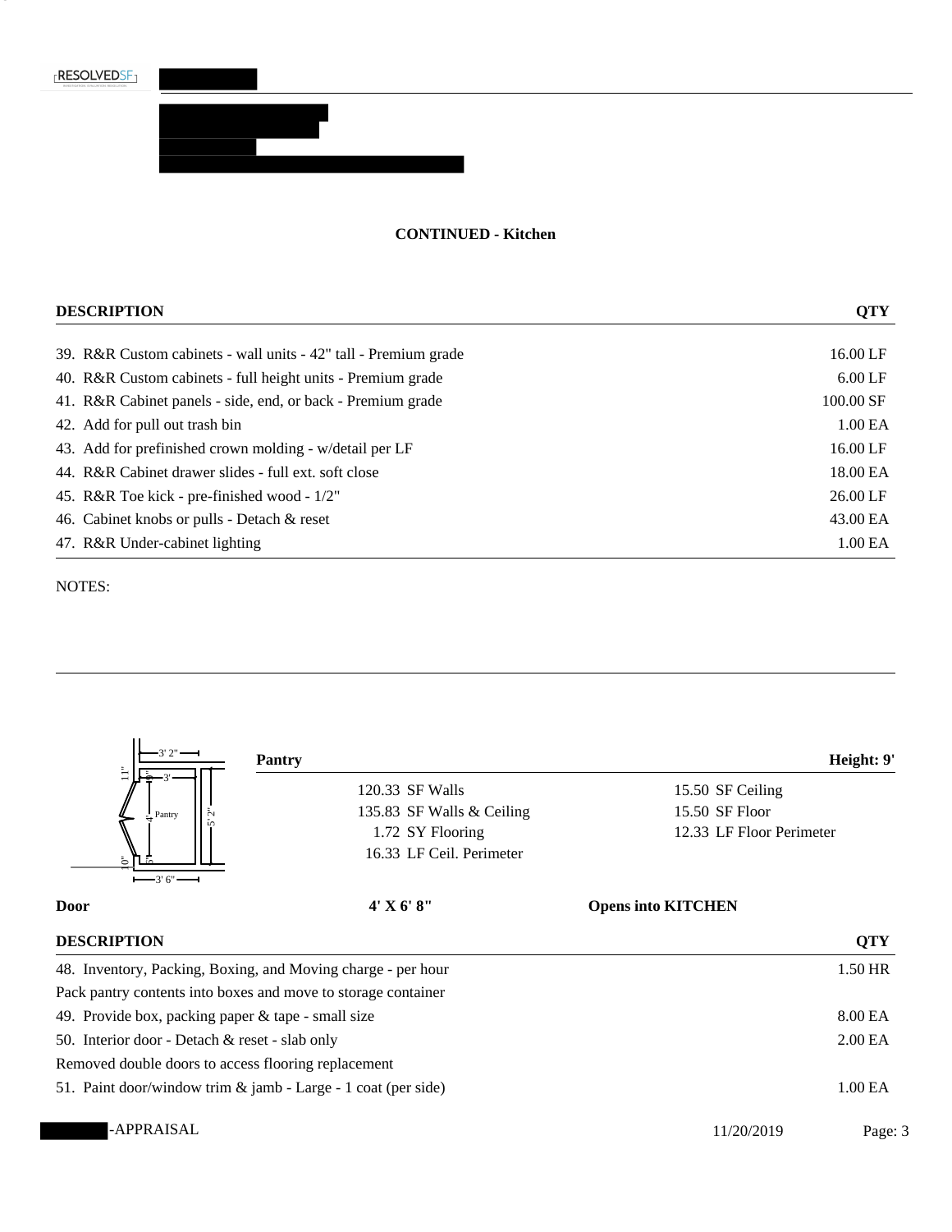## CONTINUED - Kitchen

| DESCRIPTION | QTY |
|---|---|
| 39. R&R Custom cabinets - wall units - 42" tall - Premium grade | 16.00 LF |
| 40. R&R Custom cabinets - full height units - Premium grade | 6.00 LF |
| 41. R&R Cabinet panels - side, end, or back - Premium grade | 100.00 SF |
| 42. Add for pull out trash bin | 1.00 EA |
| 43. Add for prefinished crown molding - w/detail per LF | 16.00 LF |
| 44. R&R Cabinet drawer slides - full ext. soft close | 18.00 EA |
| 45. R&R Toe kick - pre-finished wood - 1/2" | 26.00 LF |
| 46. Cabinet knobs or pulls - Detach & reset | 43.00 EA |
| 47. R&R Under-cabinet lighting | 1.00 EA |

NOTES:

---

### Pantry — Height: 9'

| | |
|---|---|
| 120.33 SF Walls | 15.50 SF Ceiling |
| 135.83 SF Walls & Ceiling | 15.50 SF Floor |
| 1.72 SY Flooring | 12.33 LF Floor Perimeter |
| 16.33 LF Ceil. Perimeter | |

**Door** — **4' X 6' 8"** — **Opens into KITCHEN**

| DESCRIPTION | QTY |
|---|---|
| 48. Inventory, Packing, Boxing, and Moving charge - per hour | 1.50 HR |
| Pack pantry contents into boxes and move to storage container | |
| 49. Provide box, packing paper & tape - small size | 8.00 EA |
| 50. Interior door - Detach & reset - slab only | 2.00 EA |
| Removed double doors to access flooring replacement | |
| 51. Paint door/window trim & jamb - Large - 1 coat (per side) | 1.00 EA |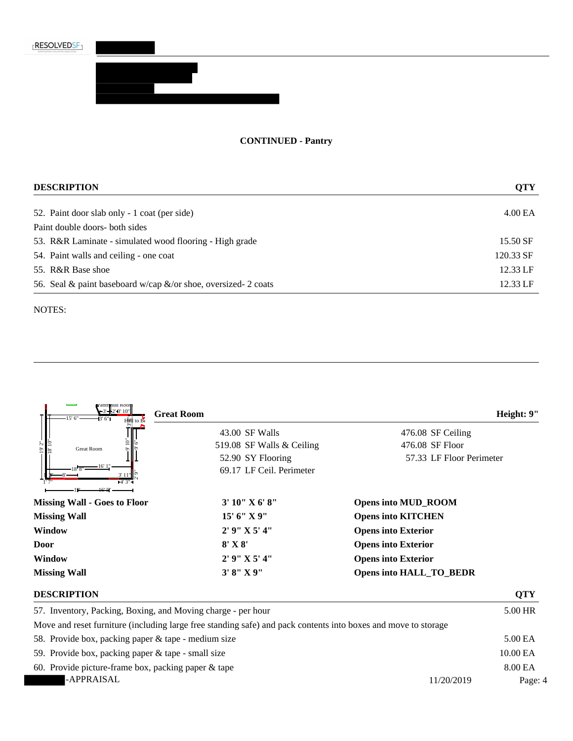## CONTINUED - Pantry

| DESCRIPTION | QTY |
|---|---|
| 52. Paint door slab only - 1 coat (per side) | 4.00 EA |
| Paint double doors- both sides | |
| 53. R&R Laminate - simulated wood flooring - High grade | 15.50 SF |
| 54. Paint walls and ceiling - one coat | 120.33 SF |
| 55. R&R Base shoe | 12.33 LF |
| 56. Seal & paint baseboard w/cap &/or shoe, oversized- 2 coats | 12.33 LF |

NOTES:

## Great Room

**Height: 9"**

| | |
|---|---|
| 43.00 SF Walls | 476.08 SF Ceiling |
| 519.08 SF Walls & Ceiling | 476.08 SF Floor |
| 52.90 SY Flooring | 57.33 LF Floor Perimeter |
| 69.17 LF Ceil. Perimeter | |

| | | |
|---|---|---|
| **Missing Wall - Goes to Floor** | **3' 10" X 6' 8"** | **Opens into MUD_ROOM** |
| **Missing Wall** | **15' 6" X 9"** | **Opens into KITCHEN** |
| **Window** | **2' 9" X 5' 4"** | **Opens into Exterior** |
| **Door** | **8' X 8'** | **Opens into Exterior** |
| **Window** | **2' 9" X 5' 4"** | **Opens into Exterior** |
| **Missing Wall** | **3' 8" X 9"** | **Opens into HALL_TO_BEDR** |

| DESCRIPTION | QTY |
|---|---|
| 57. Inventory, Packing, Boxing, and Moving charge - per hour | 5.00 HR |
| Move and reset furniture (including large free standing safe) and pack contents into boxes and move to storage | |
| 58. Provide box, packing paper & tape - medium size | 5.00 EA |
| 59. Provide box, packing paper & tape - small size | 10.00 EA |
| 60. Provide picture-frame box, packing paper & tape | 8.00 EA |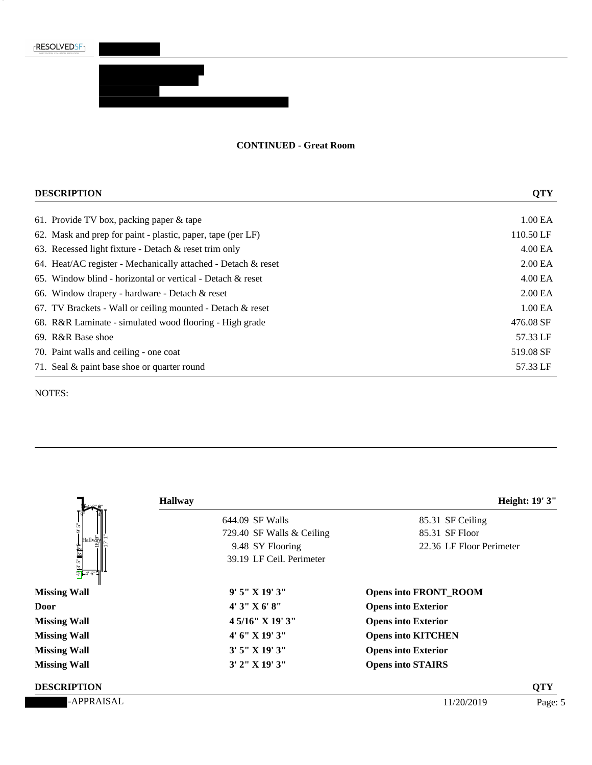### CONTINUED - Great Room

| DESCRIPTION | QTY |
|---|---|
| 61. Provide TV box, packing paper & tape | 1.00 EA |
| 62. Mask and prep for paint - plastic, paper, tape (per LF) | 110.50 LF |
| 63. Recessed light fixture - Detach & reset trim only | 4.00 EA |
| 64. Heat/AC register - Mechanically attached - Detach & reset | 2.00 EA |
| 65. Window blind - horizontal or vertical - Detach & reset | 4.00 EA |
| 66. Window drapery - hardware - Detach & reset | 2.00 EA |
| 67. TV Brackets - Wall or ceiling mounted - Detach & reset | 1.00 EA |
| 68. R&R Laminate - simulated wood flooring - High grade | 476.08 SF |
| 69. R&R Base shoe | 57.33 LF |
| 70. Paint walls and ceiling - one coat | 519.08 SF |
| 71. Seal & paint base shoe or quarter round | 57.33 LF |

NOTES:

**Hallway** — **Height: 19' 3"**

| | |
|---|---|
| 644.09 SF Walls | 85.31 SF Ceiling |
| 729.40 SF Walls & Ceiling | 85.31 SF Floor |
| 9.48 SY Flooring | 22.36 LF Floor Perimeter |
| 39.19 LF Ceil. Perimeter | |

| | | |
|---|---|---|
| **Missing Wall** | **9' 5" X 19' 3"** | **Opens into FRONT_ROOM** |
| **Door** | **4' 3" X 6' 8"** | **Opens into Exterior** |
| **Missing Wall** | **4 5/16" X 19' 3"** | **Opens into Exterior** |
| **Missing Wall** | **4' 6" X 19' 3"** | **Opens into KITCHEN** |
| **Missing Wall** | **3' 5" X 19' 3"** | **Opens into Exterior** |
| **Missing Wall** | **3' 2" X 19' 3"** | **Opens into STAIRS** |

| DESCRIPTION | QTY |
|---|---|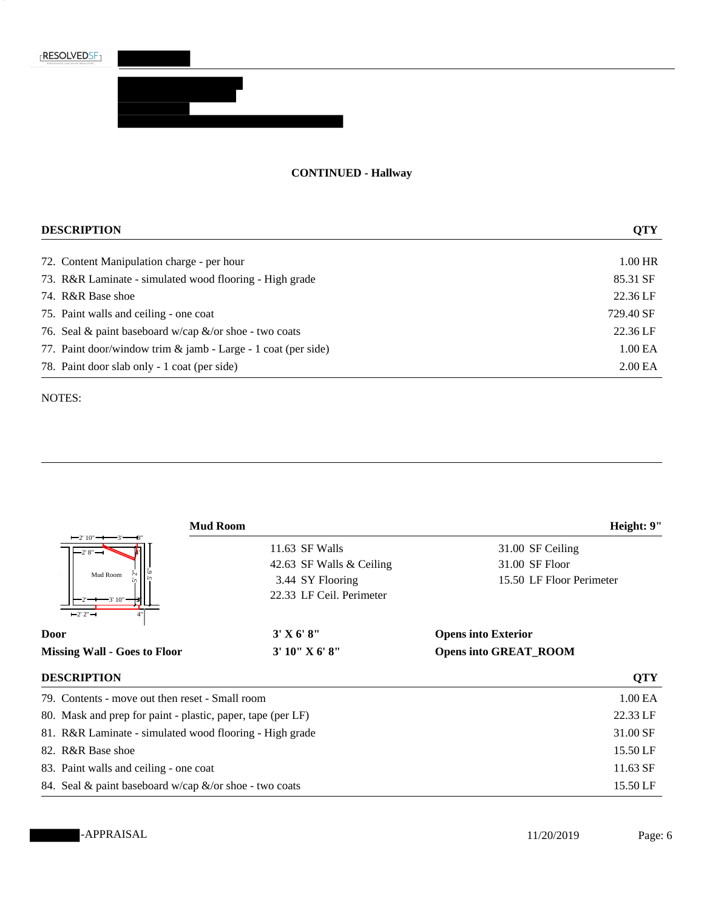**CONTINUED - Hallway**

| DESCRIPTION | QTY |
|---|---|
| 72. Content Manipulation charge - per hour | 1.00 HR |
| 73. R&R Laminate - simulated wood flooring - High grade | 85.31 SF |
| 74. R&R Base shoe | 22.36 LF |
| 75. Paint walls and ceiling - one coat | 729.40 SF |
| 76. Seal & paint baseboard w/cap &/or shoe - two coats | 22.36 LF |
| 77. Paint door/window trim & jamb - Large - 1 coat (per side) | 1.00 EA |
| 78. Paint door slab only - 1 coat (per side) | 2.00 EA |

NOTES:

**Mud Room** — **Height: 9"**

| | |
|---|---|
| 11.63 SF Walls | 31.00 SF Ceiling |
| 42.63 SF Walls & Ceiling | 31.00 SF Floor |
| 3.44 SY Flooring | 15.50 LF Floor Perimeter |
| 22.33 LF Ceil. Perimeter | |

| | | |
|---|---|---|
| **Door** | **3' X 6' 8"** | **Opens into Exterior** |
| **Missing Wall - Goes to Floor** | **3' 10" X 6' 8"** | **Opens into GREAT_ROOM** |

| DESCRIPTION | QTY |
|---|---|
| 79. Contents - move out then reset - Small room | 1.00 EA |
| 80. Mask and prep for paint - plastic, paper, tape (per LF) | 22.33 LF |
| 81. R&R Laminate - simulated wood flooring - High grade | 31.00 SF |
| 82. R&R Base shoe | 15.50 LF |
| 83. Paint walls and ceiling - one coat | 11.63 SF |
| 84. Seal & paint baseboard w/cap &/or shoe - two coats | 15.50 LF |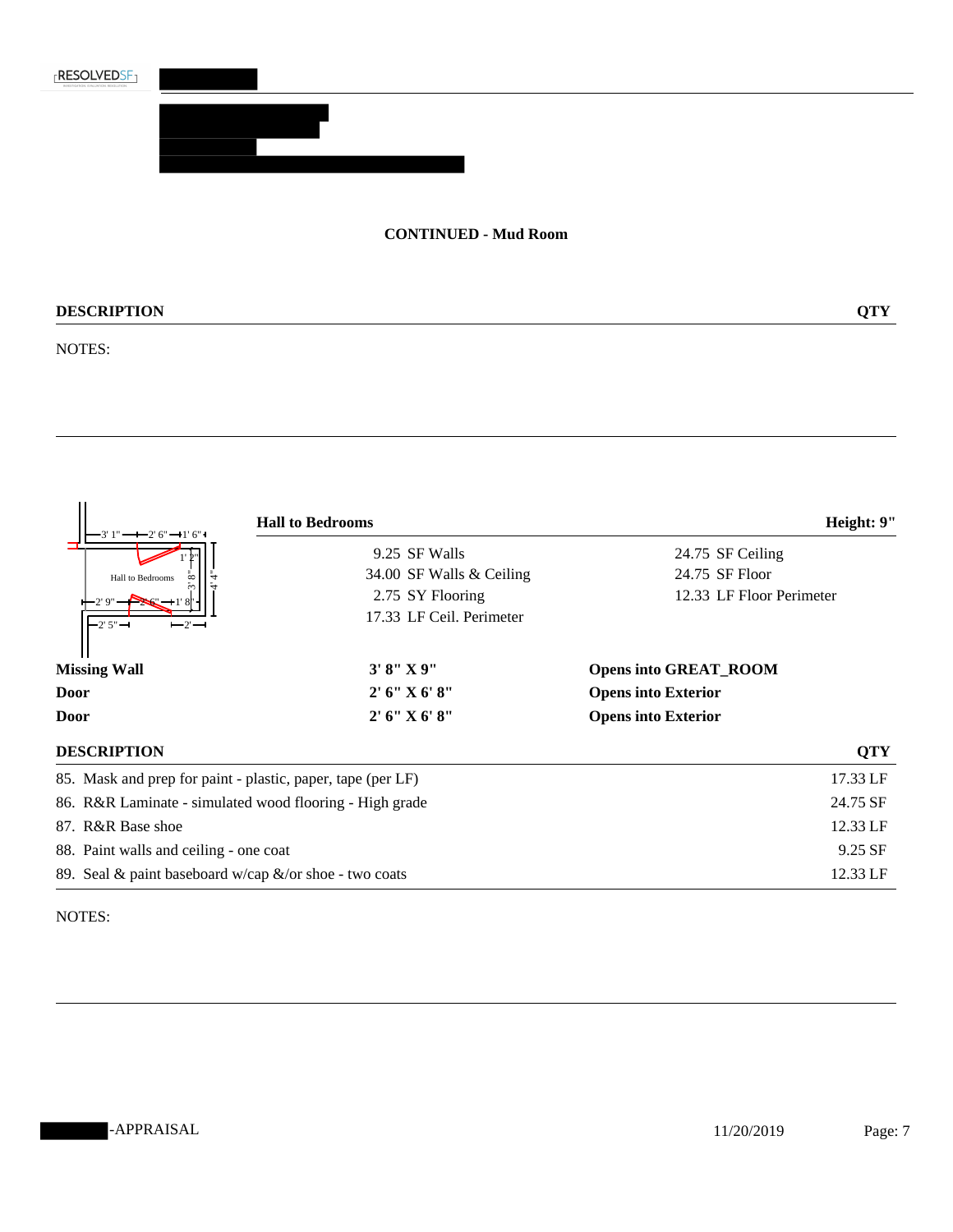**CONTINUED - Mud Room**

| DESCRIPTION | QTY |
|---|---|

NOTES:

**Hall to Bedrooms** **Height: 9"**

| | |
|---|---|
| 9.25 SF Walls | 24.75 SF Ceiling |
| 34.00 SF Walls & Ceiling | 24.75 SF Floor |
| 2.75 SY Flooring | 12.33 LF Floor Perimeter |
| 17.33 LF Ceil. Perimeter | |

| | | |
|---|---|---|
| **Missing Wall** | **3' 8" X 9"** | **Opens into GREAT_ROOM** |
| **Door** | **2' 6" X 6' 8"** | **Opens into Exterior** |
| **Door** | **2' 6" X 6' 8"** | **Opens into Exterior** |

| DESCRIPTION | QTY |
|---|---|
| 85. Mask and prep for paint - plastic, paper, tape (per LF) | 17.33 LF |
| 86. R&R Laminate - simulated wood flooring - High grade | 24.75 SF |
| 87. R&R Base shoe | 12.33 LF |
| 88. Paint walls and ceiling - one coat | 9.25 SF |
| 89. Seal & paint baseboard w/cap &/or shoe - two coats | 12.33 LF |

NOTES: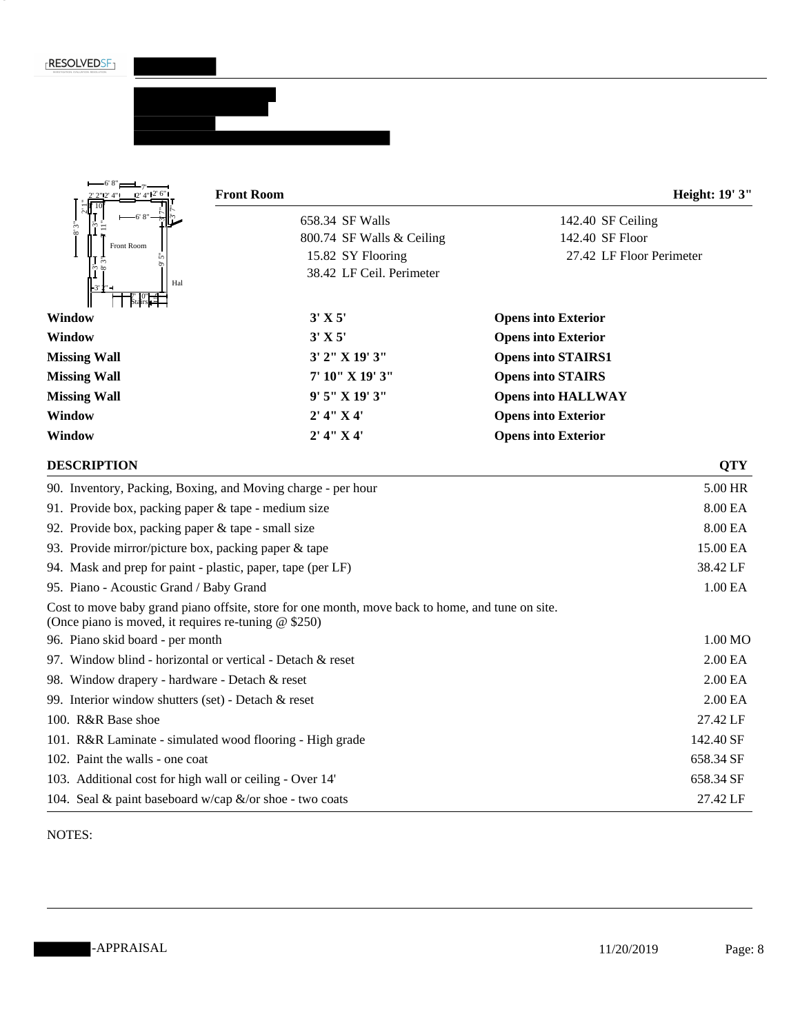## Front Room

**Height: 19' 3"**

| | |
|---|---|
| 658.34 SF Walls | 142.40 SF Ceiling |
| 800.74 SF Walls & Ceiling | 142.40 SF Floor |
| 15.82 SY Flooring | 27.42 LF Floor Perimeter |
| 38.42 LF Ceil. Perimeter | |

| | | |
|---|---|---|
| **Window** | **3' X 5'** | **Opens into Exterior** |
| **Window** | **3' X 5'** | **Opens into Exterior** |
| **Missing Wall** | **3' 2" X 19' 3"** | **Opens into STAIRS1** |
| **Missing Wall** | **7' 10" X 19' 3"** | **Opens into STAIRS** |
| **Missing Wall** | **9' 5" X 19' 3"** | **Opens into HALLWAY** |
| **Window** | **2' 4" X 4'** | **Opens into Exterior** |
| **Window** | **2' 4" X 4'** | **Opens into Exterior** |

| DESCRIPTION | QTY |
|---|---|
| 90. Inventory, Packing, Boxing, and Moving charge - per hour | 5.00 HR |
| 91. Provide box, packing paper & tape - medium size | 8.00 EA |
| 92. Provide box, packing paper & tape - small size | 8.00 EA |
| 93. Provide mirror/picture box, packing paper & tape | 15.00 EA |
| 94. Mask and prep for paint - plastic, paper, tape (per LF) | 38.42 LF |
| 95. Piano - Acoustic Grand / Baby Grand | 1.00 EA |
| Cost to move baby grand piano offsite, store for one month, move back to home, and tune on site. (Once piano is moved, it requires re-tuning @ $250) | |
| 96. Piano skid board - per month | 1.00 MO |
| 97. Window blind - horizontal or vertical - Detach & reset | 2.00 EA |
| 98. Window drapery - hardware - Detach & reset | 2.00 EA |
| 99. Interior window shutters (set) - Detach & reset | 2.00 EA |
| 100. R&R Base shoe | 27.42 LF |
| 101. R&R Laminate - simulated wood flooring - High grade | 142.40 SF |
| 102. Paint the walls - one coat | 658.34 SF |
| 103. Additional cost for high wall or ceiling - Over 14' | 658.34 SF |
| 104. Seal & paint baseboard w/cap &/or shoe - two coats | 27.42 LF |

NOTES: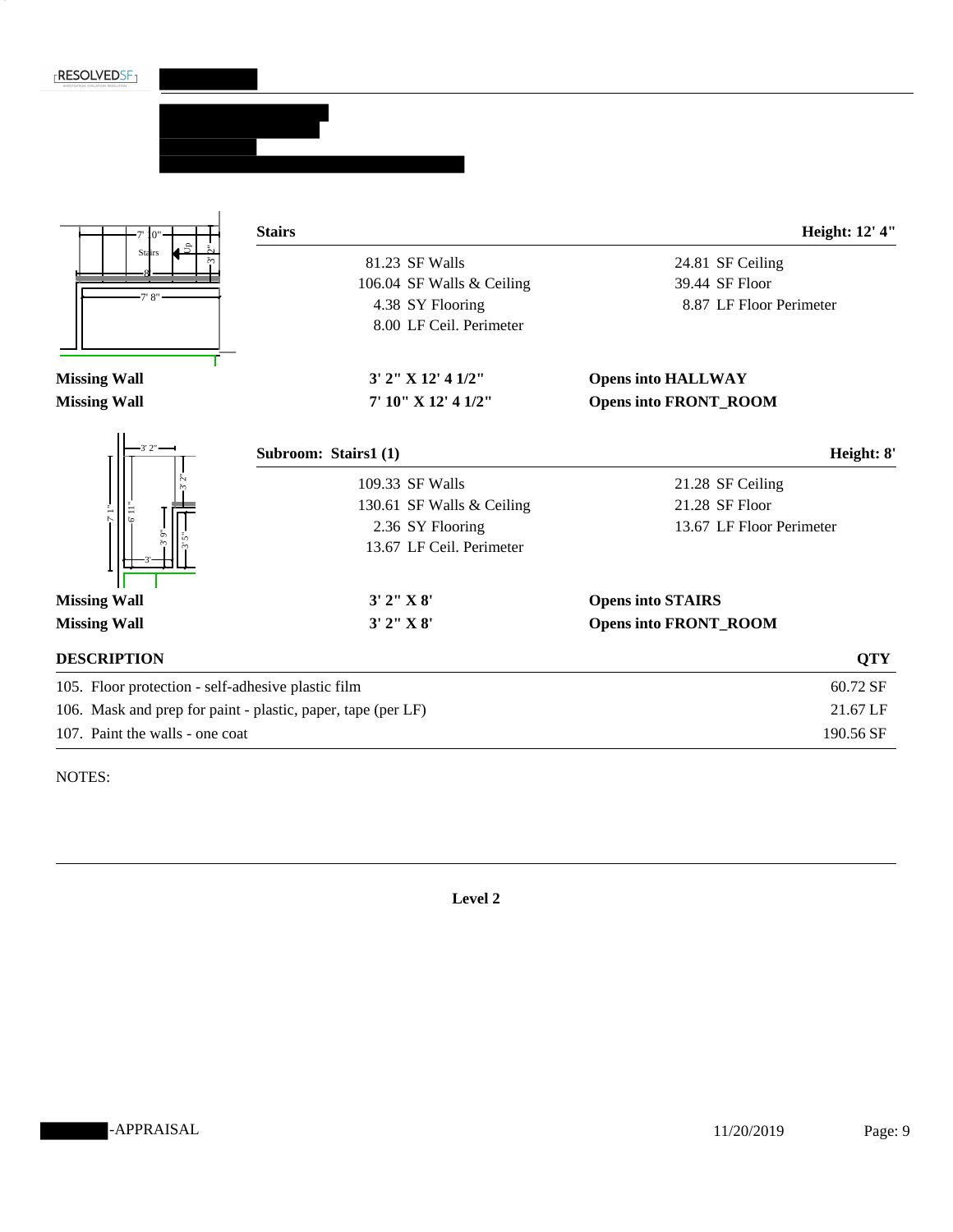### Stairs — Height: 12' 4"

| | |
|---|---|
| 81.23 SF Walls | 24.81 SF Ceiling |
| 106.04 SF Walls & Ceiling | 39.44 SF Floor |
| 4.38 SY Flooring | 8.87 LF Floor Perimeter |
| 8.00 LF Ceil. Perimeter | |

| | | |
|---|---|---|
| **Missing Wall** | **3' 2" X 12' 4 1/2"** | **Opens into HALLWAY** |
| **Missing Wall** | **7' 10" X 12' 4 1/2"** | **Opens into FRONT_ROOM** |

### Subroom: Stairs1 (1) — Height: 8'

| | |
|---|---|
| 109.33 SF Walls | 21.28 SF Ceiling |
| 130.61 SF Walls & Ceiling | 21.28 SF Floor |
| 2.36 SY Flooring | 13.67 LF Floor Perimeter |
| 13.67 LF Ceil. Perimeter | |

| | | |
|---|---|---|
| **Missing Wall** | **3' 2" X 8'** | **Opens into STAIRS** |
| **Missing Wall** | **3' 2" X 8'** | **Opens into FRONT_ROOM** |

| DESCRIPTION | QTY |
|---|---|
| 105. Floor protection - self-adhesive plastic film | 60.72 SF |
| 106. Mask and prep for paint - plastic, paper, tape (per LF) | 21.67 LF |
| 107. Paint the walls - one coat | 190.56 SF |

NOTES:

**Level 2**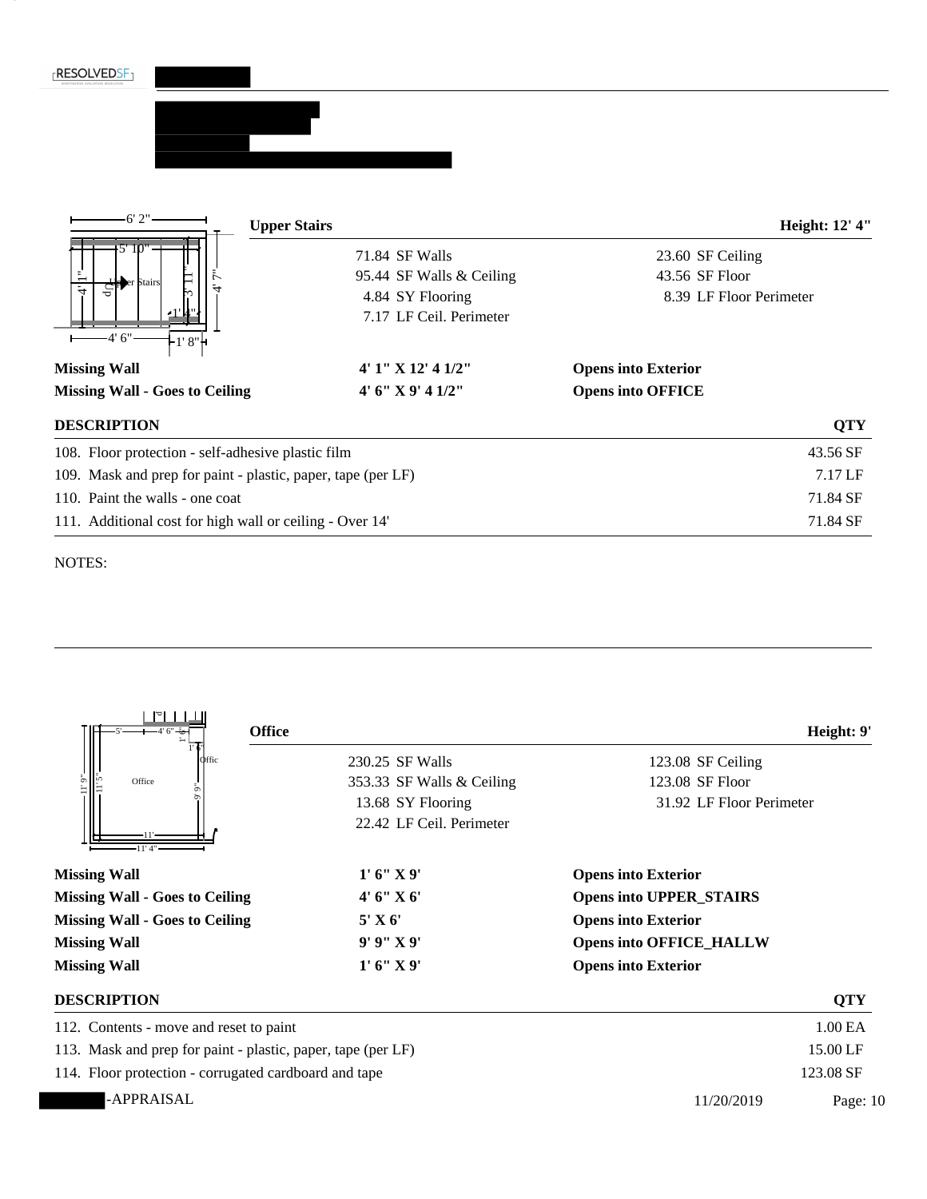## Upper Stairs

**Height: 12' 4"**

| | |
|---|---|
| 71.84 SF Walls | 23.60 SF Ceiling |
| 95.44 SF Walls & Ceiling | 43.56 SF Floor |
| 4.84 SY Flooring | 8.39 LF Floor Perimeter |
| 7.17 LF Ceil. Perimeter | |

| | | |
|---|---|---|
| **Missing Wall** | **4' 1" X 12' 4 1/2"** | **Opens into Exterior** |
| **Missing Wall - Goes to Ceiling** | **4' 6" X 9' 4 1/2"** | **Opens into OFFICE** |

| DESCRIPTION | QTY |
|---|---|
| 108. Floor protection - self-adhesive plastic film | 43.56 SF |
| 109. Mask and prep for paint - plastic, paper, tape (per LF) | 7.17 LF |
| 110. Paint the walls - one coat | 71.84 SF |
| 111. Additional cost for high wall or ceiling - Over 14' | 71.84 SF |

NOTES:

## Office

**Height: 9'**

| | |
|---|---|
| 230.25 SF Walls | 123.08 SF Ceiling |
| 353.33 SF Walls & Ceiling | 123.08 SF Floor |
| 13.68 SY Flooring | 31.92 LF Floor Perimeter |
| 22.42 LF Ceil. Perimeter | |

| | | |
|---|---|---|
| **Missing Wall** | **1' 6" X 9'** | **Opens into Exterior** |
| **Missing Wall - Goes to Ceiling** | **4' 6" X 6'** | **Opens into UPPER_STAIRS** |
| **Missing Wall - Goes to Ceiling** | **5' X 6'** | **Opens into Exterior** |
| **Missing Wall** | **9' 9" X 9'** | **Opens into OFFICE_HALLW** |
| **Missing Wall** | **1' 6" X 9'** | **Opens into Exterior** |

| DESCRIPTION | QTY |
|---|---|
| 112. Contents - move and reset to paint | 1.00 EA |
| 113. Mask and prep for paint - plastic, paper, tape (per LF) | 15.00 LF |
| 114. Floor protection - corrugated cardboard and tape | 123.08 SF |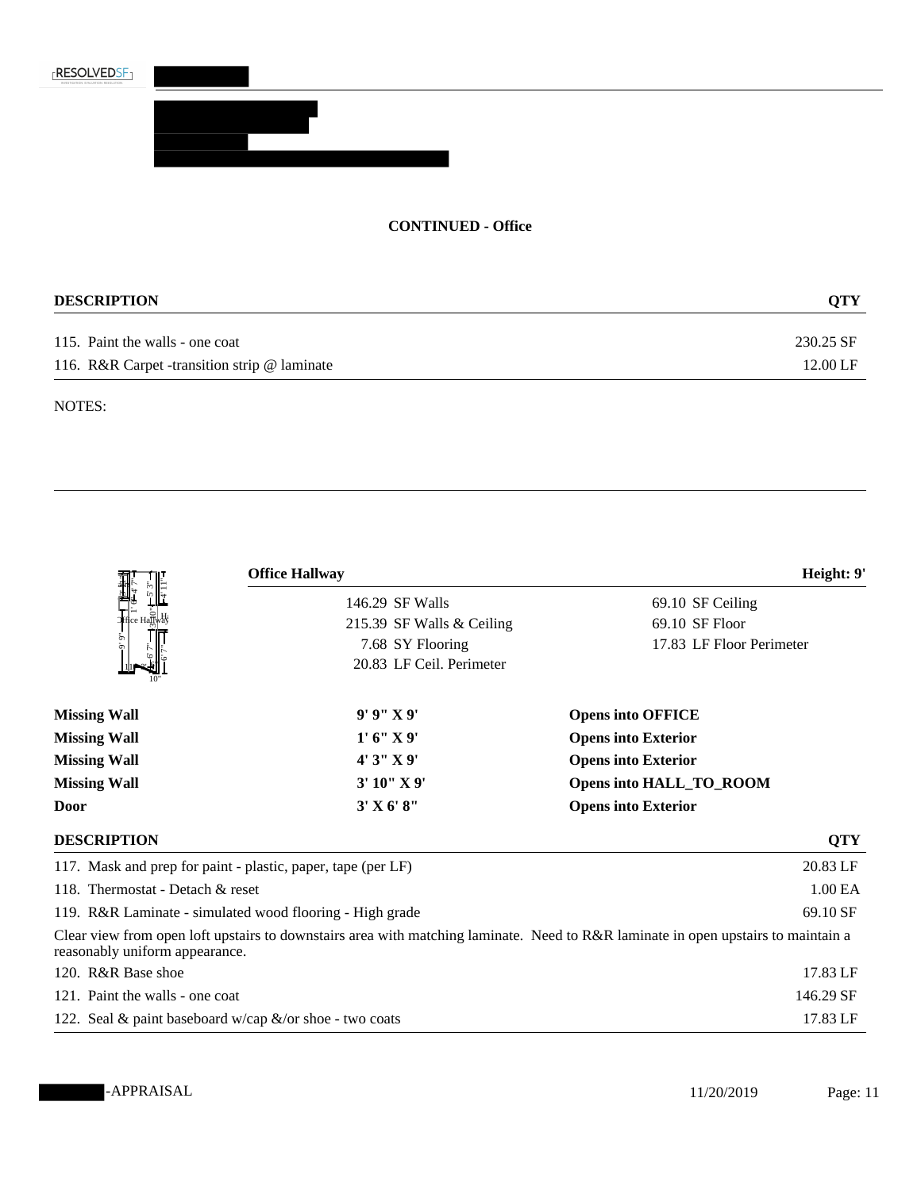**CONTINUED - Office**

| DESCRIPTION | QTY |
|---|---|
| 115. Paint the walls - one coat | 230.25 SF |
| 116. R&R Carpet -transition strip @ laminate | 12.00 LF |

NOTES:

**Office Hallway** — **Height: 9'**

| | |
|---|---|
| 146.29 SF Walls | 69.10 SF Ceiling |
| 215.39 SF Walls & Ceiling | 69.10 SF Floor |
| 7.68 SY Flooring | 17.83 LF Floor Perimeter |
| 20.83 LF Ceil. Perimeter | |

| | | |
|---|---|---|
| **Missing Wall** | **9' 9" X 9'** | **Opens into OFFICE** |
| **Missing Wall** | **1' 6" X 9'** | **Opens into Exterior** |
| **Missing Wall** | **4' 3" X 9'** | **Opens into Exterior** |
| **Missing Wall** | **3' 10" X 9'** | **Opens into HALL_TO_ROOM** |
| **Door** | **3' X 6' 8"** | **Opens into Exterior** |

| DESCRIPTION | QTY |
|---|---|
| 117. Mask and prep for paint - plastic, paper, tape (per LF) | 20.83 LF |
| 118. Thermostat - Detach & reset | 1.00 EA |
| 119. R&R Laminate - simulated wood flooring - High grade | 69.10 SF |
| Clear view from open loft upstairs to downstairs area with matching laminate. Need to R&R laminate in open upstairs to maintain a reasonably uniform appearance. | |
| 120. R&R Base shoe | 17.83 LF |
| 121. Paint the walls - one coat | 146.29 SF |
| 122. Seal & paint baseboard w/cap &/or shoe - two coats | 17.83 LF |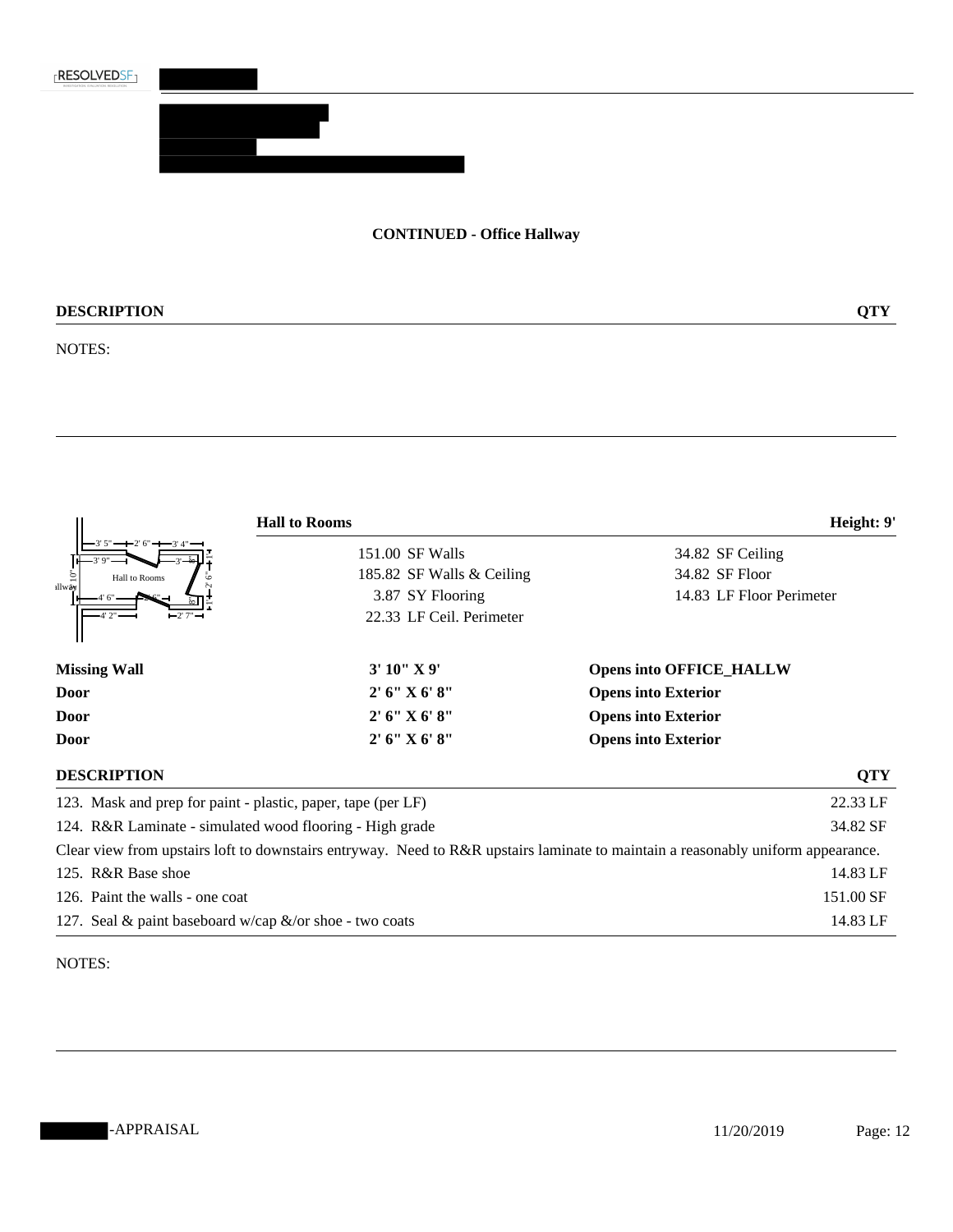**CONTINUED - Office Hallway**

| DESCRIPTION | QTY |
|---|---|

NOTES:

---

**Hall to Rooms** — **Height: 9'**

| | |
|---|---|
| 151.00 SF Walls | 34.82 SF Ceiling |
| 185.82 SF Walls & Ceiling | 34.82 SF Floor |
| 3.87 SY Flooring | 14.83 LF Floor Perimeter |
| 22.33 LF Ceil. Perimeter | |

| | | |
|---|---|---|
| **Missing Wall** | **3' 10" X 9'** | **Opens into OFFICE_HALLW** |
| **Door** | **2' 6" X 6' 8"** | **Opens into Exterior** |
| **Door** | **2' 6" X 6' 8"** | **Opens into Exterior** |
| **Door** | **2' 6" X 6' 8"** | **Opens into Exterior** |

| DESCRIPTION | QTY |
|---|---|
| 123. Mask and prep for paint - plastic, paper, tape (per LF) | 22.33 LF |
| 124. R&R Laminate - simulated wood flooring - High grade | 34.82 SF |
| Clear view from upstairs loft to downstairs entryway. Need to R&R upstairs laminate to maintain a reasonably uniform appearance. | |
| 125. R&R Base shoe | 14.83 LF |
| 126. Paint the walls - one coat | 151.00 SF |
| 127. Seal & paint baseboard w/cap &/or shoe - two coats | 14.83 LF |

NOTES: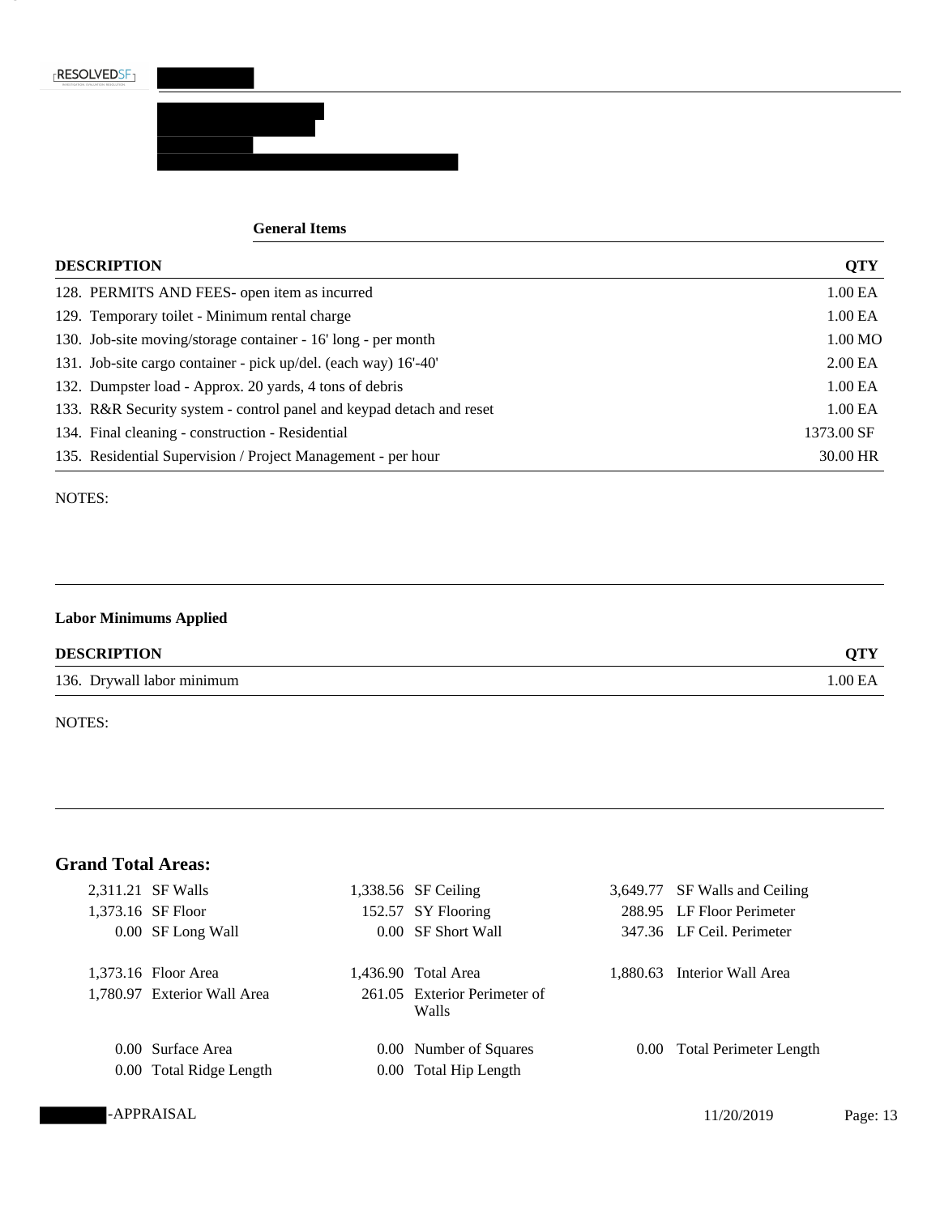### General Items

| DESCRIPTION | QTY |
|---|---|
| 128. PERMITS AND FEES- open item as incurred | 1.00 EA |
| 129. Temporary toilet - Minimum rental charge | 1.00 EA |
| 130. Job-site moving/storage container - 16' long - per month | 1.00 MO |
| 131. Job-site cargo container - pick up/del. (each way) 16'-40' | 2.00 EA |
| 132. Dumpster load - Approx. 20 yards, 4 tons of debris | 1.00 EA |
| 133. R&R Security system - control panel and keypad detach and reset | 1.00 EA |
| 134. Final cleaning - construction - Residential | 1373.00 SF |
| 135. Residential Supervision / Project Management - per hour | 30.00 HR |

NOTES:

### Labor Minimums Applied

| DESCRIPTION | QTY |
|---|---|
| 136. Drywall labor minimum | 1.00 EA |

NOTES:

## Grand Total Areas:

| | | | | | |
|---|---|---|---|---|---|
| 2,311.21 | SF Walls | 1,338.56 | SF Ceiling | 3,649.77 | SF Walls and Ceiling |
| 1,373.16 | SF Floor | 152.57 | SY Flooring | 288.95 | LF Floor Perimeter |
| 0.00 | SF Long Wall | 0.00 | SF Short Wall | 347.36 | LF Ceil. Perimeter |
| 1,373.16 | Floor Area | 1,436.90 | Total Area | 1,880.63 | Interior Wall Area |
| 1,780.97 | Exterior Wall Area | 261.05 | Exterior Perimeter of Walls | | |
| 0.00 | Surface Area | 0.00 | Number of Squares | 0.00 | Total Perimeter Length |
| 0.00 | Total Ridge Length | 0.00 | Total Hip Length | | |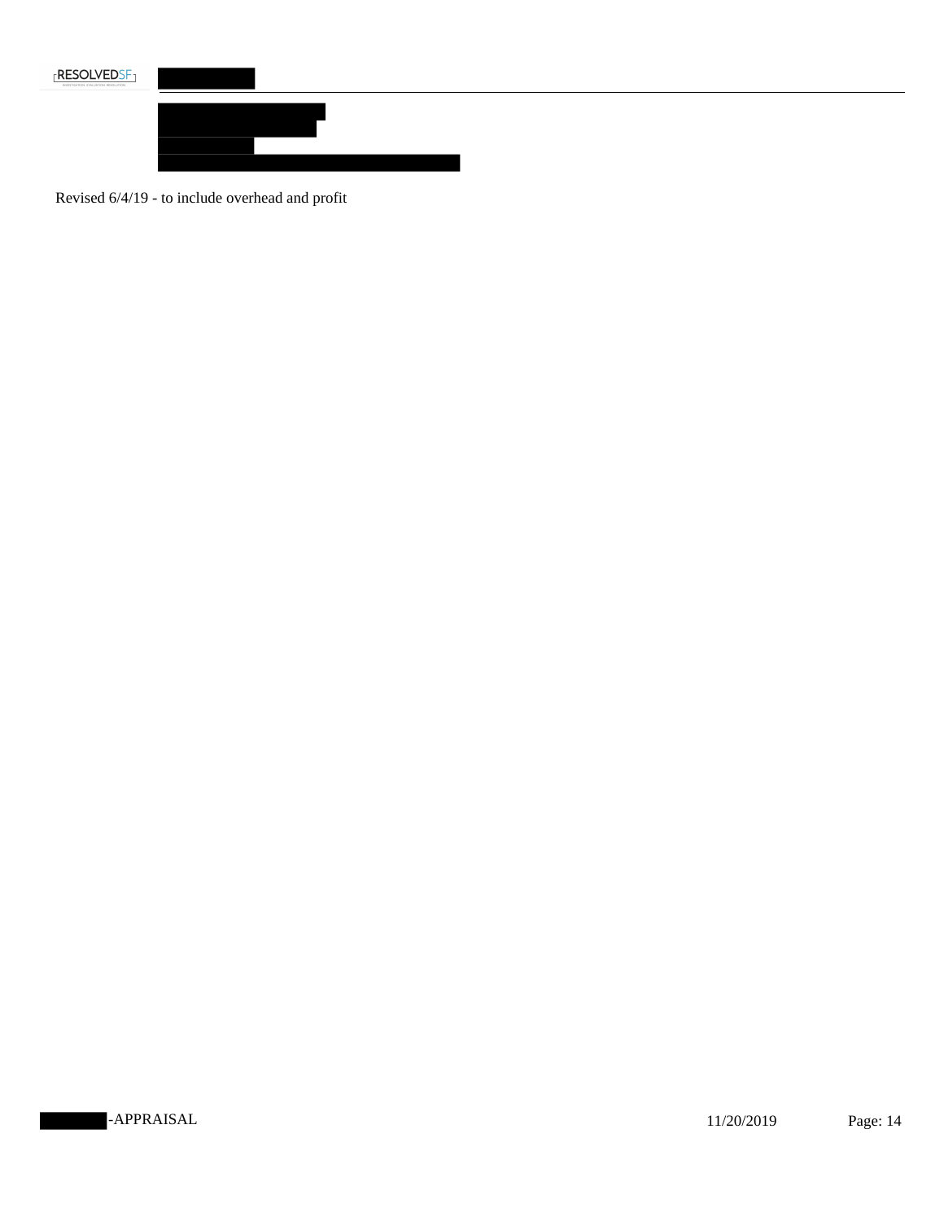Revised 6/4/19 - to include overhead and profit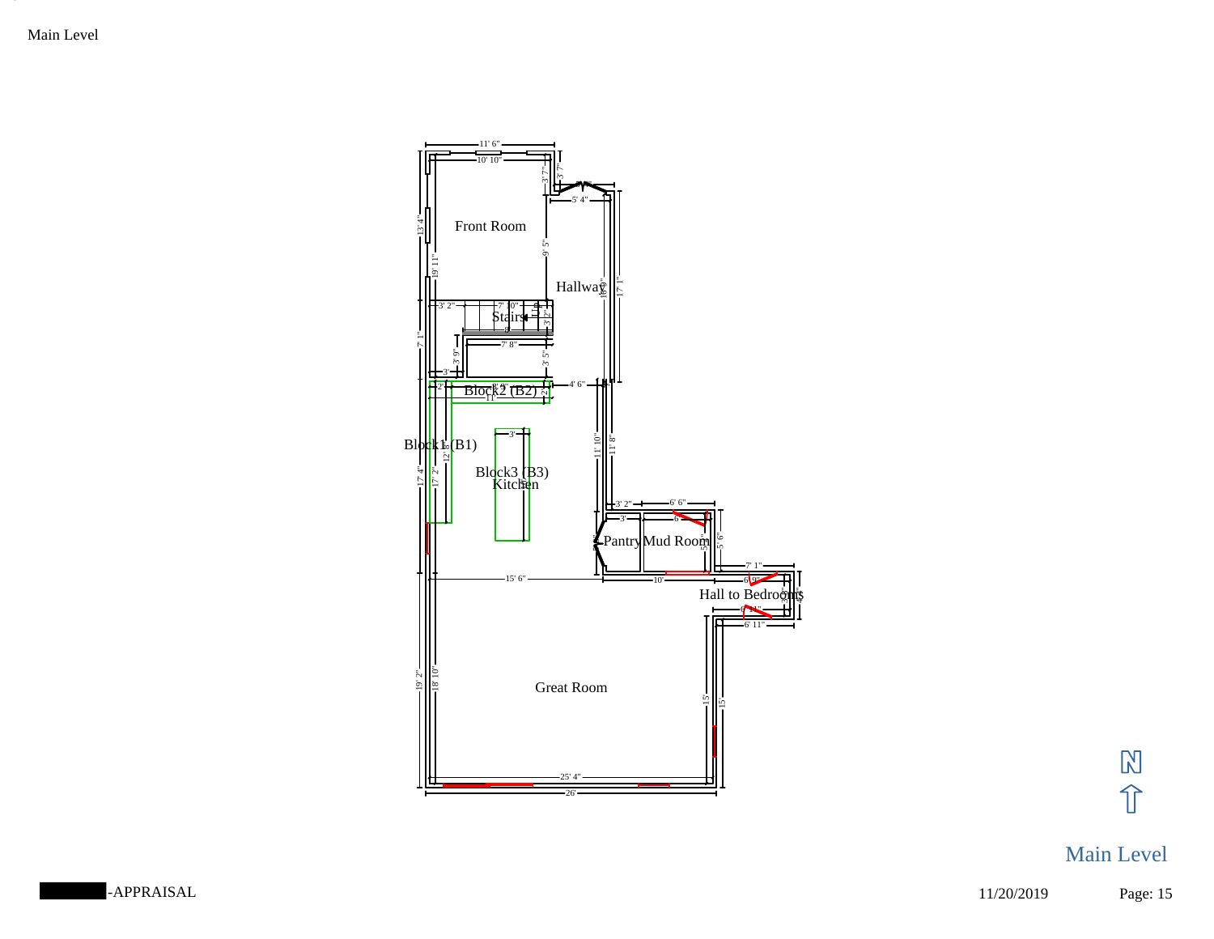Main Level

Front Room

Hallway

Stairs

Block2 (B2)

Block1 (B1)

Block3 (B3)
Kitchen

Pantry

Mud Room

Hall to Bedrooms

Great Room

11' 6"

10' 10"

3' 7"

3' 7"

5' 4"

13' 4"

19' 11"

9' 5"

16' 0"

17' 1"

3' 2"

7' 10"

3' 2"

8'

7' 8"

7' 1"

3' 9"

3' 5"

3'

2'

11'

4' 6"

3'

17' 4"

17' 2"

12'

11' 10"

11' 8"

3' 2"

6' 6"

3'

6'

5' 6"

7' 1"

15' 6"

10'

6' 9"

6' 11"

6' 11"

19' 2"

18' 10"

15'

15'

25' 4"

26'

N

Main Level

-APPRAISAL

11/20/2019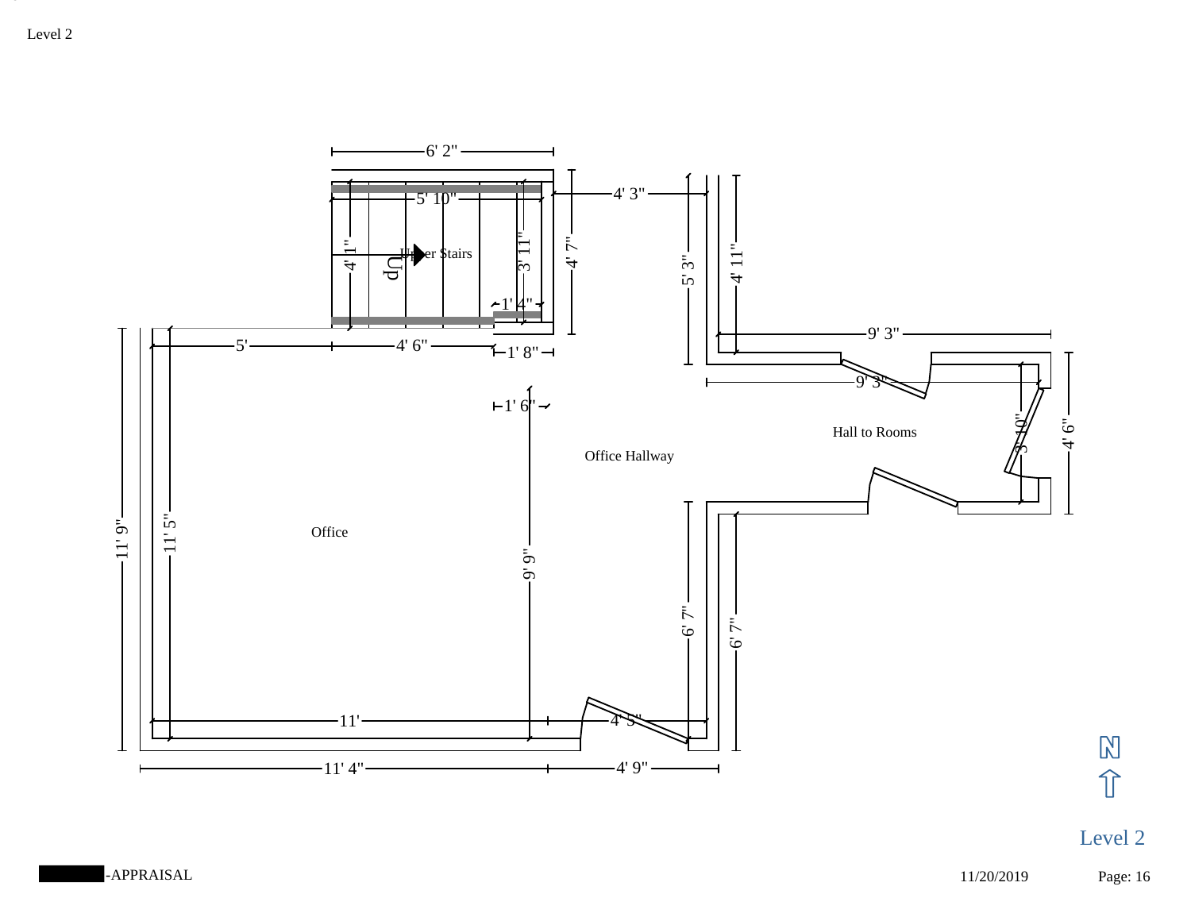Level 2

6' 2"

5' 10"

4' 1"

Up

Upper Stairs

3' 11"

4' 7"

4' 3"

5' 3"

4' 11"

1' 4"

5'

4' 6"

1' 8"

9' 3"

9' 3"

1' 6"

Hall to Rooms

3' 10"

4' 6"

Office Hallway

11' 9"

11' 5"

Office

9' 9"

6' 7"

6' 7"

11'

4' 5"

11' 4"

4' 9"

N

Level 2

-APPRAISAL

11/20/2019